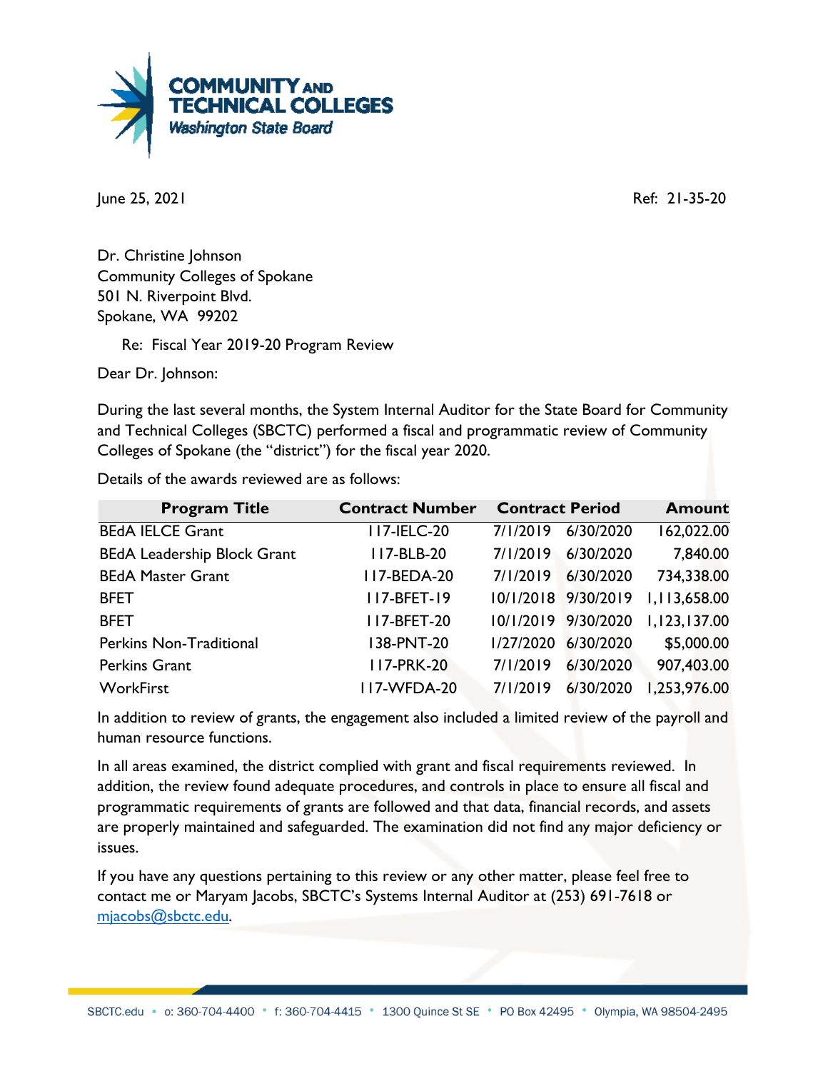**COMMUNITY AND TECHNICAL COLLEGES**
*Washington State Board*

June 25, 2021 Ref: 21-35-20

Dr. Christine Johnson
Community Colleges of Spokane
501 N. Riverpoint Blvd.
Spokane, WA 99202

Re: Fiscal Year 2019-20 Program Review

Dear Dr. Johnson:

During the last several months, the System Internal Auditor for the State Board for Community and Technical Colleges (SBCTC) performed a fiscal and programmatic review of Community Colleges of Spokane (the "district") for the fiscal year 2020.

Details of the awards reviewed are as follows:

| Program Title | Contract Number | Contract Period | | Amount |
|---|---|---|---|---|
| BEdA IELCE Grant | 117-IELC-20 | 7/1/2019 | 6/30/2020 | 162,022.00 |
| BEdA Leadership Block Grant | 117-BLB-20 | 7/1/2019 | 6/30/2020 | 7,840.00 |
| BEdA Master Grant | 117-BEDA-20 | 7/1/2019 | 6/30/2020 | 734,338.00 |
| BFET | 117-BFET-19 | 10/1/2018 | 9/30/2019 | 1,113,658.00 |
| BFET | 117-BFET-20 | 10/1/2019 | 9/30/2020 | 1,123,137.00 |
| Perkins Non-Traditional | 138-PNT-20 | 1/27/2020 | 6/30/2020 | $5,000.00 |
| Perkins Grant | 117-PRK-20 | 7/1/2019 | 6/30/2020 | 907,403.00 |
| WorkFirst | 117-WFDA-20 | 7/1/2019 | 6/30/2020 | 1,253,976.00 |

In addition to review of grants, the engagement also included a limited review of the payroll and human resource functions.

In all areas examined, the district complied with grant and fiscal requirements reviewed. In addition, the review found adequate procedures, and controls in place to ensure all fiscal and programmatic requirements of grants are followed and that data, financial records, and assets are properly maintained and safeguarded. The examination did not find any major deficiency or issues.

If you have any questions pertaining to this review or any other matter, please feel free to contact me or Maryam Jacobs, SBCTC's Systems Internal Auditor at (253) 691-7618 or [mjacobs@sbctc.edu](mailto:mjacobs@sbctc.edu).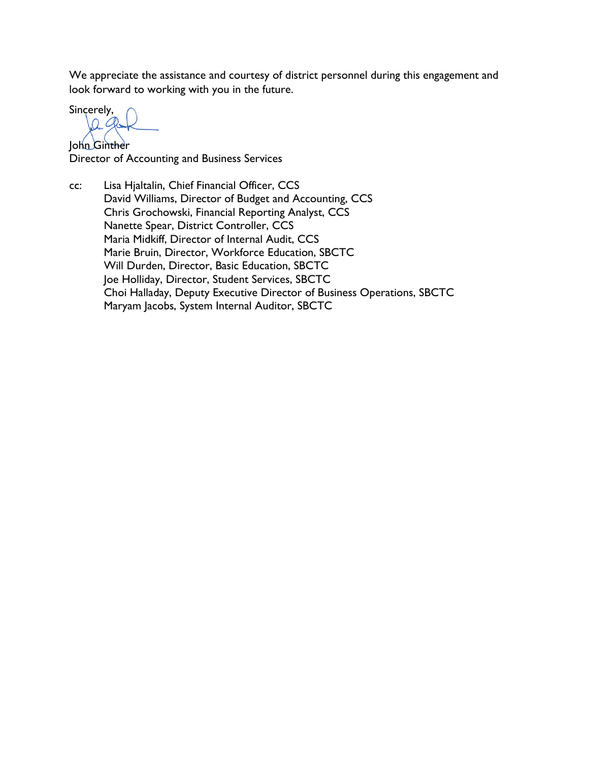We appreciate the assistance and courtesy of district personnel during this engagement and look forward to working with you in the future.

Sincerely,

John Ginther
Director of Accounting and Business Services

cc: Lisa Hjaltalin, Chief Financial Officer, CCS
David Williams, Director of Budget and Accounting, CCS
Chris Grochowski, Financial Reporting Analyst, CCS
Nanette Spear, District Controller, CCS
Maria Midkiff, Director of Internal Audit, CCS
Marie Bruin, Director, Workforce Education, SBCTC
Will Durden, Director, Basic Education, SBCTC
Joe Holliday, Director, Student Services, SBCTC
Choi Halladay, Deputy Executive Director of Business Operations, SBCTC
Maryam Jacobs, System Internal Auditor, SBCTC